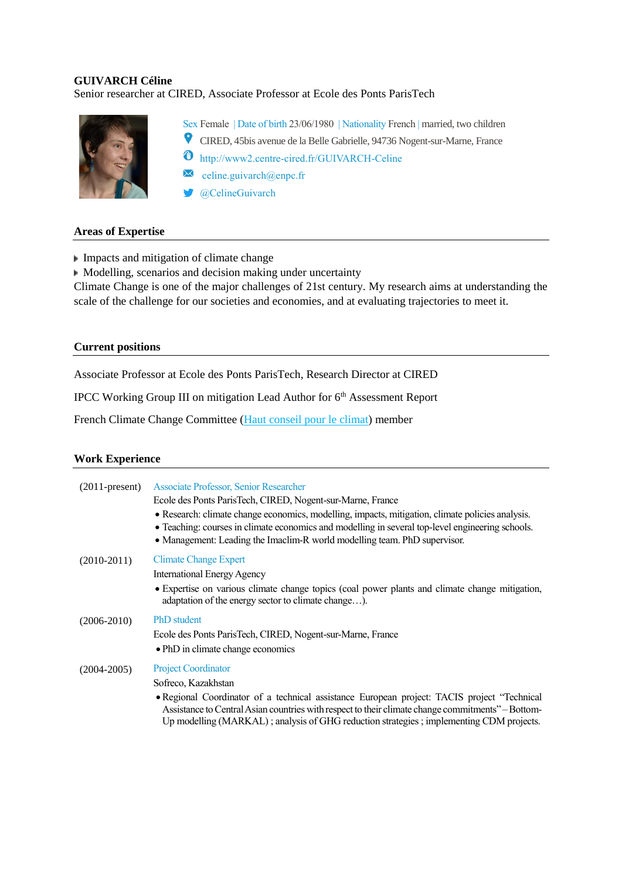**GUIVARCH Céline**

Senior researcher at CIRED, Associate Professor at Ecole des Ponts ParisTech

Sex Female | Date of birth 23/06/1980 | Nationality French | married, two children

CIRED, 45bis avenue de la Belle Gabrielle, 94736 Nogent-sur-Marne, France

http://www2.centre-cired.fr/GUIVARCH-Celine

celine.guivarch@enpc.fr

@CelineGuivarch

## Areas of Expertise

- Impacts and mitigation of climate change
- Modelling, scenarios and decision making under uncertainty

Climate Change is one of the major challenges of 21st century. My research aims at understanding the scale of the challenge for our societies and economies, and at evaluating trajectories to meet it.

## Current positions

Associate Professor at Ecole des Ponts ParisTech, Research Director at CIRED

IPCC Working Group III on mitigation Lead Author for 6th Assessment Report

French Climate Change Committee (Haut conseil pour le climat) member

## Work Experience

(2011-present) **Associate Professor, Senior Researcher**

Ecole des Ponts ParisTech, CIRED, Nogent-sur-Marne, France

- Research: climate change economics, modelling, impacts, mitigation, climate policies analysis.
- Teaching: courses in climate economics and modelling in several top-level engineering schools.
- Management: Leading the Imaclim-R world modelling team. PhD supervisor.

(2010-2011) **Climate Change Expert**

International Energy Agency

- Expertise on various climate change topics (coal power plants and climate change mitigation, adaptation of the energy sector to climate change…).

(2006-2010) **PhD student**

Ecole des Ponts ParisTech, CIRED, Nogent-sur-Marne, France

- PhD in climate change economics

(2004-2005) **Project Coordinator**

Sofreco, Kazakhstan

- Regional Coordinator of a technical assistance European project: TACIS project "Technical Assistance to Central Asian countries with respect to their climate change commitments" – Bottom-Up modelling (MARKAL) ; analysis of GHG reduction strategies ; implementing CDM projects.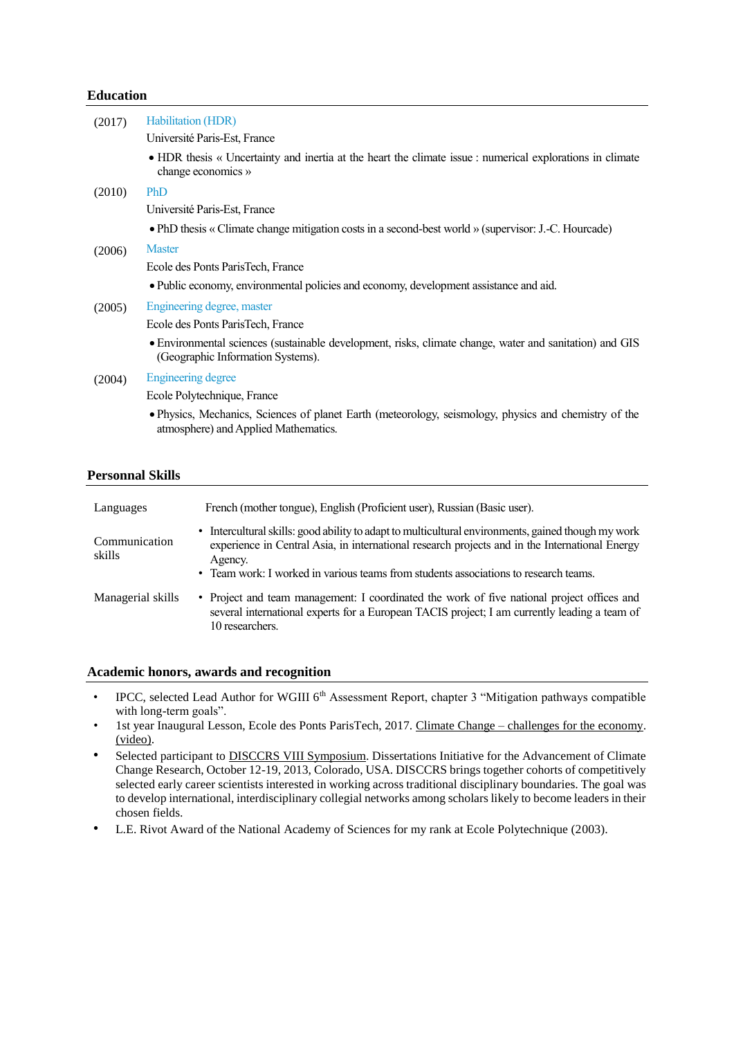## Education

(2017) **Habilitation (HDR)**
Université Paris-Est, France
- HDR thesis « Uncertainty and inertia at the heart the climate issue : numerical explorations in climate change economics »

(2010) **PhD**
Université Paris-Est, France
- PhD thesis « Climate change mitigation costs in a second-best world » (supervisor: J.-C. Hourcade)

(2006) **Master**
Ecole des Ponts ParisTech, France
- Public economy, environmental policies and economy, development assistance and aid.

(2005) **Engineering degree, master**
Ecole des Ponts ParisTech, France
- Environmental sciences (sustainable development, risks, climate change, water and sanitation) and GIS (Geographic Information Systems).

(2004) **Engineering degree**
Ecole Polytechnique, France
- Physics, Mechanics, Sciences of planet Earth (meteorology, seismology, physics and chemistry of the atmosphere) and Applied Mathematics.

## Personnal Skills

| | |
|---|---|
| Languages | French (mother tongue), English (Proficient user), Russian (Basic user). |
| Communication skills | • Intercultural skills: good ability to adapt to multicultural environments, gained though my work experience in Central Asia, in international research projects and in the International Energy Agency. • Team work: I worked in various teams from students associations to research teams. |
| Managerial skills | • Project and team management: I coordinated the work of five national project offices and several international experts for a European TACIS project; I am currently leading a team of 10 researchers. |

## Academic honors, awards and recognition

- IPCC, selected Lead Author for WGIII 6th Assessment Report, chapter 3 "Mitigation pathways compatible with long-term goals".
- 1st year Inaugural Lesson, Ecole des Ponts ParisTech, 2017. Climate Change – challenges for the economy. (video).
- Selected participant to DISCCRS VIII Symposium. Dissertations Initiative for the Advancement of Climate Change Research, October 12-19, 2013, Colorado, USA. DISCCRS brings together cohorts of competitively selected early career scientists interested in working across traditional disciplinary boundaries. The goal was to develop international, interdisciplinary collegial networks among scholars likely to become leaders in their chosen fields.
- L.E. Rivot Award of the National Academy of Sciences for my rank at Ecole Polytechnique (2003).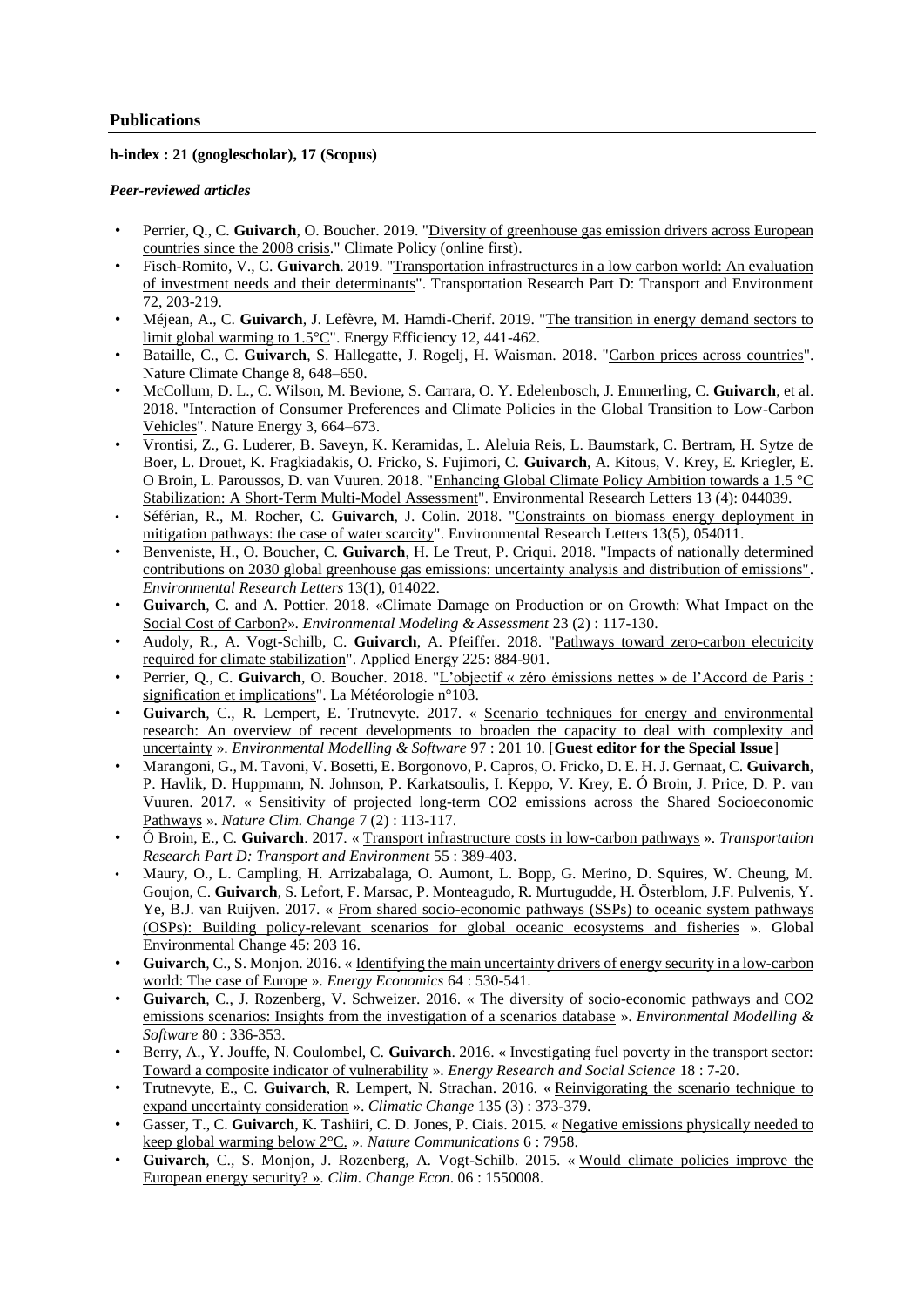## Publications

**h-index : 21 (googlescholar), 17 (Scopus)**

***Peer-reviewed articles***

- Perrier, Q., C. **Guivarch**, O. Boucher. 2019. "Diversity of greenhouse gas emission drivers across European countries since the 2008 crisis." Climate Policy (online first).
- Fisch-Romito, V., C. **Guivarch**. 2019. "Transportation infrastructures in a low carbon world: An evaluation of investment needs and their determinants". Transportation Research Part D: Transport and Environment 72, 203-219.
- Méjean, A., C. **Guivarch**, J. Lefèvre, M. Hamdi-Cherif. 2019. "The transition in energy demand sectors to limit global warming to 1.5°C". Energy Efficiency 12, 441-462.
- Bataille, C., C. **Guivarch**, S. Hallegatte, J. Rogelj, H. Waisman. 2018. "Carbon prices across countries". Nature Climate Change 8, 648–650.
- McCollum, D. L., C. Wilson, M. Bevione, S. Carrara, O. Y. Edelenbosch, J. Emmerling, C. **Guivarch**, et al. 2018. "Interaction of Consumer Preferences and Climate Policies in the Global Transition to Low-Carbon Vehicles". Nature Energy 3, 664–673.
- Vrontisi, Z., G. Luderer, B. Saveyn, K. Keramidas, L. Aleluia Reis, L. Baumstark, C. Bertram, H. Sytze de Boer, L. Drouet, K. Fragkiadakis, O. Fricko, S. Fujimori, C. **Guivarch**, A. Kitous, V. Krey, E. Kriegler, E. O Broin, L. Paroussos, D. van Vuuren. 2018. "Enhancing Global Climate Policy Ambition towards a 1.5 °C Stabilization: A Short-Term Multi-Model Assessment". Environmental Research Letters 13 (4): 044039.
- Séférian, R., M. Rocher, C. **Guivarch**, J. Colin. 2018. "Constraints on biomass energy deployment in mitigation pathways: the case of water scarcity". Environmental Research Letters 13(5), 054011.
- Benveniste, H., O. Boucher, C. **Guivarch**, H. Le Treut, P. Criqui. 2018. "Impacts of nationally determined contributions on 2030 global greenhouse gas emissions: uncertainty analysis and distribution of emissions". *Environmental Research Letters* 13(1), 014022.
- **Guivarch**, C. and A. Pottier. 2018. «Climate Damage on Production or on Growth: What Impact on the Social Cost of Carbon?». *Environmental Modeling & Assessment* 23 (2) : 117-130.
- Audoly, R., A. Vogt-Schilb, C. **Guivarch**, A. Pfeiffer. 2018. "Pathways toward zero-carbon electricity required for climate stabilization". Applied Energy 225: 884-901.
- Perrier, Q., C. **Guivarch**, O. Boucher. 2018. "L'objectif « zéro émissions nettes » de l'Accord de Paris : signification et implications". La Météorologie n°103.
- **Guivarch**, C., R. Lempert, E. Trutnevyte. 2017. « Scenario techniques for energy and environmental research: An overview of recent developments to broaden the capacity to deal with complexity and uncertainty ». *Environmental Modelling & Software* 97 : 201 10. [**Guest editor for the Special Issue**]
- Marangoni, G., M. Tavoni, V. Bosetti, E. Borgonovo, P. Capros, O. Fricko, D. E. H. J. Gernaat, C. **Guivarch**, P. Havlik, D. Huppmann, N. Johnson, P. Karkatsoulis, I. Keppo, V. Krey, E. Ó Broin, J. Price, D. P. van Vuuren. 2017. « Sensitivity of projected long-term CO2 emissions across the Shared Socioeconomic Pathways ». *Nature Clim. Change* 7 (2) : 113-117.
- Ó Broin, E., C. **Guivarch**. 2017. « Transport infrastructure costs in low-carbon pathways ». *Transportation Research Part D: Transport and Environment* 55 : 389-403.
- Maury, O., L. Campling, H. Arrizabalaga, O. Aumont, L. Bopp, G. Merino, D. Squires, W. Cheung, M. Goujon, C. **Guivarch**, S. Lefort, F. Marsac, P. Monteagudo, R. Murtugudde, H. Österblom, J.F. Pulvenis, Y. Ye, B.J. van Ruijven. 2017. « From shared socio-economic pathways (SSPs) to oceanic system pathways (OSPs): Building policy-relevant scenarios for global oceanic ecosystems and fisheries ». Global Environmental Change 45: 203 16.
- **Guivarch**, C., S. Monjon. 2016. « Identifying the main uncertainty drivers of energy security in a low-carbon world: The case of Europe ». *Energy Economics* 64 : 530-541.
- **Guivarch**, C., J. Rozenberg, V. Schweizer. 2016. « The diversity of socio-economic pathways and CO2 emissions scenarios: Insights from the investigation of a scenarios database ». *Environmental Modelling & Software* 80 : 336-353.
- Berry, A., Y. Jouffe, N. Coulombel, C. **Guivarch**. 2016. « Investigating fuel poverty in the transport sector: Toward a composite indicator of vulnerability ». *Energy Research and Social Science* 18 : 7-20.
- Trutnevyte, E., C. **Guivarch**, R. Lempert, N. Strachan. 2016. « Reinvigorating the scenario technique to expand uncertainty consideration ». *Climatic Change* 135 (3) : 373-379.
- Gasser, T., C. **Guivarch**, K. Tashiiri, C. D. Jones, P. Ciais. 2015. « Negative emissions physically needed to keep global warming below 2°C. ». *Nature Communications* 6 : 7958.
- **Guivarch**, C., S. Monjon, J. Rozenberg, A. Vogt-Schilb. 2015. « Would climate policies improve the European energy security? ». *Clim. Change Econ*. 06 : 1550008.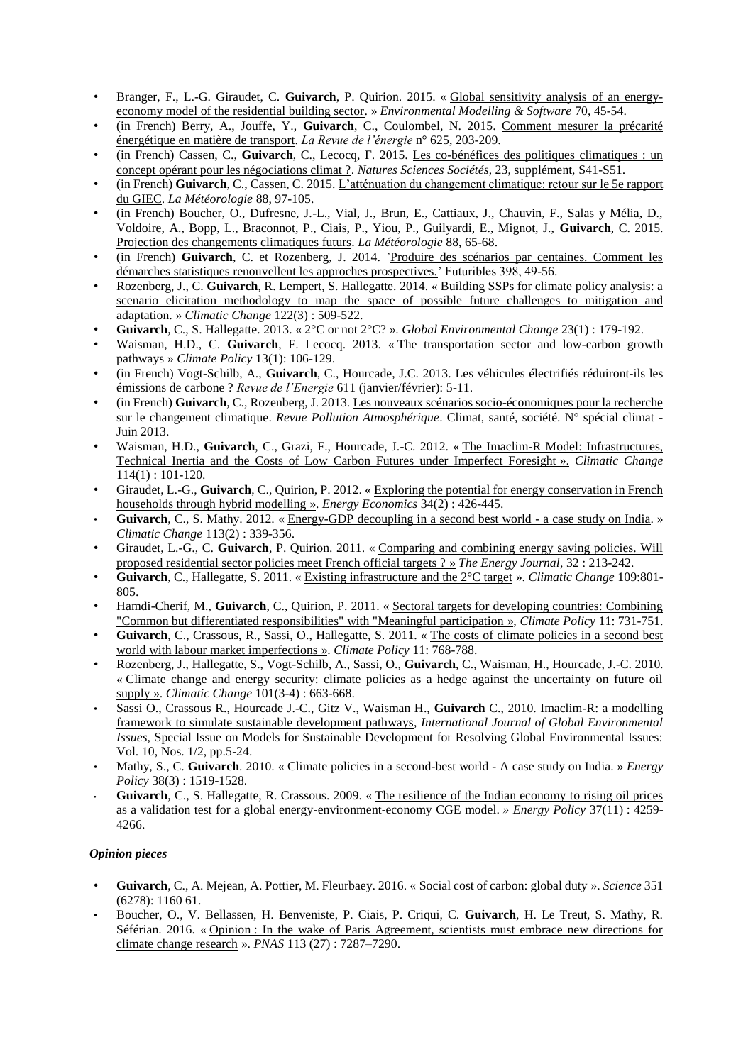- Branger, F., L.-G. Giraudet, C. **Guivarch**, P. Quirion. 2015. « Global sensitivity analysis of an energy-economy model of the residential building sector. » *Environmental Modelling & Software* 70, 45-54.
- (in French) Berry, A., Jouffe, Y., **Guivarch**, C., Coulombel, N. 2015. Comment mesurer la précarité énergétique en matière de transport. *La Revue de l'énergie* n° 625, 203-209.
- (in French) Cassen, C., **Guivarch**, C., Lecocq, F. 2015. Les co-bénéfices des politiques climatiques : un concept opérant pour les négociations climat ?. *Natures Sciences Sociétés*, 23, supplément, S41-S51.
- (in French) **Guivarch**, C., Cassen, C. 2015. L'atténuation du changement climatique: retour sur le 5e rapport du GIEC. *La Météorologie* 88, 97-105.
- (in French) Boucher, O., Dufresne, J.-L., Vial, J., Brun, E., Cattiaux, J., Chauvin, F., Salas y Mélia, D., Voldoire, A., Bopp, L., Braconnot, P., Ciais, P., Yiou, P., Guilyardi, E., Mignot, J., **Guivarch**, C. 2015. Projection des changements climatiques futurs. *La Météorologie* 88, 65-68.
- (in French) **Guivarch**, C. et Rozenberg, J. 2014. 'Produire des scénarios par centaines. Comment les démarches statistiques renouvellent les approches prospectives.' Futuribles 398, 49-56.
- Rozenberg, J., C. **Guivarch**, R. Lempert, S. Hallegatte. 2014. « Building SSPs for climate policy analysis: a scenario elicitation methodology to map the space of possible future challenges to mitigation and adaptation. » *Climatic Change* 122(3) : 509-522.
- **Guivarch**, C., S. Hallegatte. 2013. « 2°C or not 2°C? ». *Global Environmental Change* 23(1) : 179-192.
- Waisman, H.D., C. **Guivarch**, F. Lecocq. 2013. « The transportation sector and low-carbon growth pathways » *Climate Policy* 13(1): 106-129.
- (in French) Vogt-Schilb, A., **Guivarch**, C., Hourcade, J.C. 2013. Les véhicules électrifiés réduiront-ils les émissions de carbone ? *Revue de l'Energie* 611 (janvier/février): 5-11.
- (in French) **Guivarch**, C., Rozenberg, J. 2013. Les nouveaux scénarios socio-économiques pour la recherche sur le changement climatique. *Revue Pollution Atmosphérique*. Climat, santé, société. N° spécial climat - Juin 2013.
- Waisman, H.D., **Guivarch**, C., Grazi, F., Hourcade, J.-C. 2012. « The Imaclim-R Model: Infrastructures, Technical Inertia and the Costs of Low Carbon Futures under Imperfect Foresight ». *Climatic Change* 114(1) : 101-120.
- Giraudet, L.-G., **Guivarch**, C., Quirion, P. 2012. « Exploring the potential for energy conservation in French households through hybrid modelling ». *Energy Economics* 34(2) : 426-445.
- **Guivarch**, C., S. Mathy. 2012. « Energy-GDP decoupling in a second best world - a case study on India. » *Climatic Change* 113(2) : 339-356.
- Giraudet, L.-G., C. **Guivarch**, P. Quirion. 2011. « Comparing and combining energy saving policies. Will proposed residential sector policies meet French official targets ? » *The Energy Journal*, 32 : 213-242.
- **Guivarch**, C., Hallegatte, S. 2011. « Existing infrastructure and the 2°C target ». *Climatic Change* 109:801-805.
- Hamdi-Cherif, M., **Guivarch**, C., Quirion, P. 2011. « Sectoral targets for developing countries: Combining "Common but differentiated responsibilities" with "Meaningful participation », *Climate Policy* 11: 731-751.
- **Guivarch**, C., Crassous, R., Sassi, O., Hallegatte, S. 2011. « The costs of climate policies in a second best world with labour market imperfections ». *Climate Policy* 11: 768-788.
- Rozenberg, J., Hallegatte, S., Vogt-Schilb, A., Sassi, O., **Guivarch**, C., Waisman, H., Hourcade, J.-C. 2010. « Climate change and energy security: climate policies as a hedge against the uncertainty on future oil supply ». *Climatic Change* 101(3-4) : 663-668.
- Sassi O., Crassous R., Hourcade J.-C., Gitz V., Waisman H., **Guivarch** C., 2010. Imaclim-R: a modelling framework to simulate sustainable development pathways, *International Journal of Global Environmental Issues*, Special Issue on Models for Sustainable Development for Resolving Global Environmental Issues: Vol. 10, Nos. 1/2, pp.5-24.
- Mathy, S., C. **Guivarch**. 2010. « Climate policies in a second-best world - A case study on India. » *Energy Policy* 38(3) : 1519-1528.
- **Guivarch**, C., S. Hallegatte, R. Crassous. 2009. « The resilience of the Indian economy to rising oil prices as a validation test for a global energy-environment-economy CGE model. » *Energy Policy* 37(11) : 4259-4266.

***Opinion pieces***

- **Guivarch**, C., A. Mejean, A. Pottier, M. Fleurbaey. 2016. « Social cost of carbon: global duty ». *Science* 351 (6278): 1160 61.
- Boucher, O., V. Bellassen, H. Benveniste, P. Ciais, P. Criqui, C. **Guivarch**, H. Le Treut, S. Mathy, R. Séférian. 2016. « Opinion : In the wake of Paris Agreement, scientists must embrace new directions for climate change research ». *PNAS* 113 (27) : 7287–7290.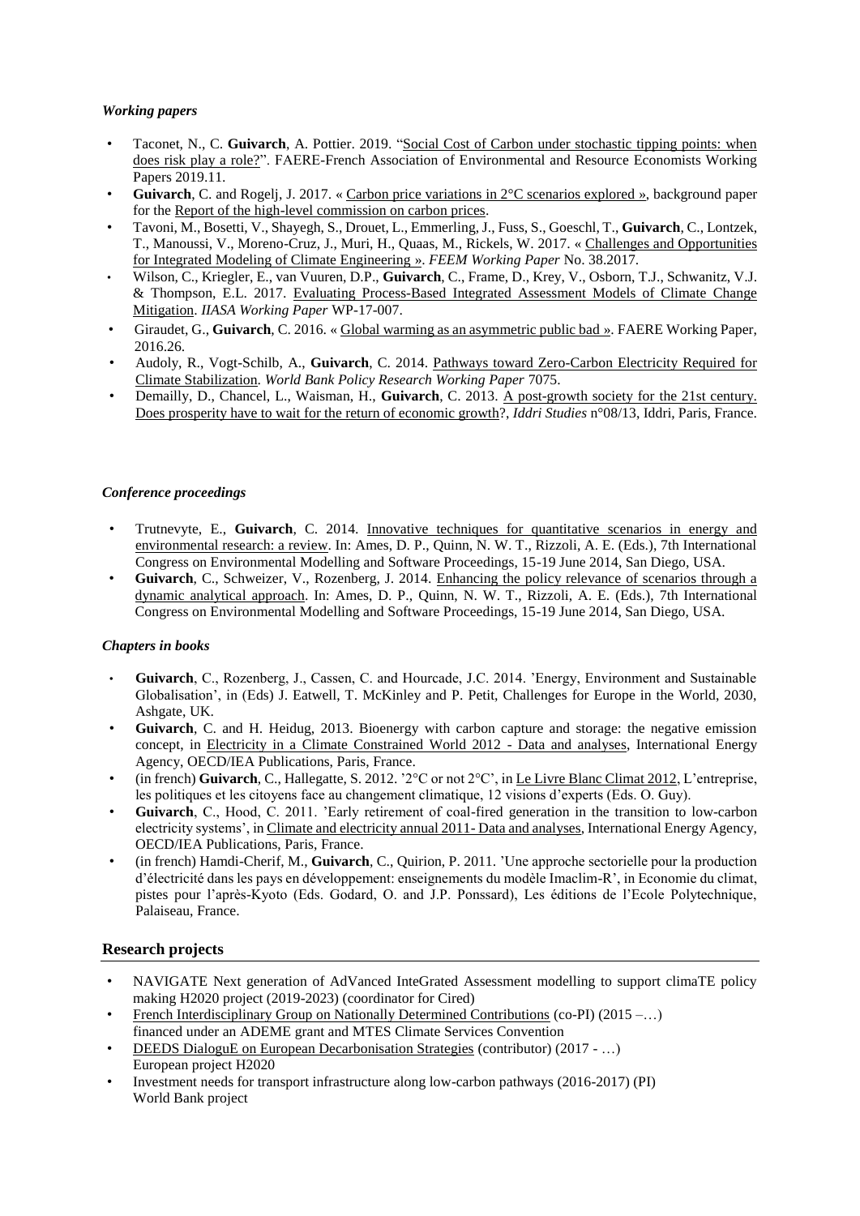### *Working papers*

- Taconet, N., C. **Guivarch**, A. Pottier. 2019. "Social Cost of Carbon under stochastic tipping points: when does risk play a role?". FAERE-French Association of Environmental and Resource Economists Working Papers 2019.11.
- **Guivarch**, C. and Rogelj, J. 2017. « Carbon price variations in 2°C scenarios explored », background paper for the Report of the high-level commission on carbon prices.
- Tavoni, M., Bosetti, V., Shayegh, S., Drouet, L., Emmerling, J., Fuss, S., Goeschl, T., **Guivarch**, C., Lontzek, T., Manoussi, V., Moreno-Cruz, J., Muri, H., Quaas, M., Rickels, W. 2017. « Challenges and Opportunities for Integrated Modeling of Climate Engineering ». *FEEM Working Paper* No. 38.2017.
- Wilson, C., Kriegler, E., van Vuuren, D.P., **Guivarch**, C., Frame, D., Krey, V., Osborn, T.J., Schwanitz, V.J. & Thompson, E.L. 2017. Evaluating Process-Based Integrated Assessment Models of Climate Change Mitigation. *IIASA Working Paper* WP-17-007.
- Giraudet, G., **Guivarch**, C. 2016. « Global warming as an asymmetric public bad ». FAERE Working Paper, 2016.26.
- Audoly, R., Vogt-Schilb, A., **Guivarch**, C. 2014. Pathways toward Zero-Carbon Electricity Required for Climate Stabilization. *World Bank Policy Research Working Paper* 7075.
- Demailly, D., Chancel, L., Waisman, H., **Guivarch**, C. 2013. A post-growth society for the 21st century. Does prosperity have to wait for the return of economic growth?, *Iddri Studies* n°08/13, Iddri, Paris, France.

### *Conference proceedings*

- Trutnevyte, E., **Guivarch**, C. 2014. Innovative techniques for quantitative scenarios in energy and environmental research: a review. In: Ames, D. P., Quinn, N. W. T., Rizzoli, A. E. (Eds.), 7th International Congress on Environmental Modelling and Software Proceedings, 15-19 June 2014, San Diego, USA.
- **Guivarch**, C., Schweizer, V., Rozenberg, J. 2014. Enhancing the policy relevance of scenarios through a dynamic analytical approach. In: Ames, D. P., Quinn, N. W. T., Rizzoli, A. E. (Eds.), 7th International Congress on Environmental Modelling and Software Proceedings, 15-19 June 2014, San Diego, USA.

### *Chapters in books*

- **Guivarch**, C., Rozenberg, J., Cassen, C. and Hourcade, J.C. 2014. 'Energy, Environment and Sustainable Globalisation', in (Eds) J. Eatwell, T. McKinley and P. Petit, Challenges for Europe in the World, 2030, Ashgate, UK.
- **Guivarch**, C. and H. Heidug, 2013. Bioenergy with carbon capture and storage: the negative emission concept, in Electricity in a Climate Constrained World 2012 - Data and analyses, International Energy Agency, OECD/IEA Publications, Paris, France.
- (in french) **Guivarch**, C., Hallegatte, S. 2012. '2°C or not 2°C', in Le Livre Blanc Climat 2012, L'entreprise, les politiques et les citoyens face au changement climatique, 12 visions d'experts (Eds. O. Guy).
- **Guivarch**, C., Hood, C. 2011. 'Early retirement of coal-fired generation in the transition to low-carbon electricity systems', in Climate and electricity annual 2011- Data and analyses, International Energy Agency, OECD/IEA Publications, Paris, France.
- (in french) Hamdi-Cherif, M., **Guivarch**, C., Quirion, P. 2011. 'Une approche sectorielle pour la production d'électricité dans les pays en développement: enseignements du modèle Imaclim-R', in Economie du climat, pistes pour l'après-Kyoto (Eds. Godard, O. and J.P. Ponssard), Les éditions de l'Ecole Polytechnique, Palaiseau, France.

## Research projects

- NAVIGATE Next generation of AdVanced InteGrated Assessment modelling to support climaTE policy making H2020 project (2019-2023) (coordinator for Cired)
- French Interdisciplinary Group on Nationally Determined Contributions (co-PI) (2015 –…)
  financed under an ADEME grant and MTES Climate Services Convention
- DEEDS DialoguE on European Decarbonisation Strategies (contributor) (2017 - …)
  European project H2020
- Investment needs for transport infrastructure along low-carbon pathways (2016-2017) (PI)
  World Bank project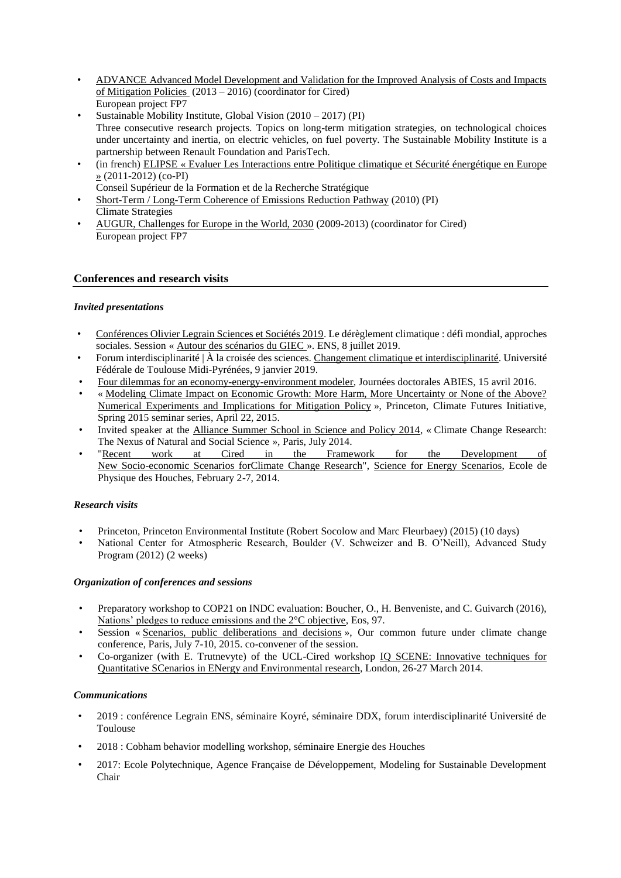- ADVANCE Advanced Model Development and Validation for the Improved Analysis of Costs and Impacts of Mitigation Policies (2013 – 2016) (coordinator for Cired)
  European project FP7
- Sustainable Mobility Institute, Global Vision (2010 – 2017) (PI)
  Three consecutive research projects. Topics on long-term mitigation strategies, on technological choices under uncertainty and inertia, on electric vehicles, on fuel poverty. The Sustainable Mobility Institute is a partnership between Renault Foundation and ParisTech.
- (in french) ELIPSE « Evaluer Les Interactions entre Politique climatique et Sécurité énergétique en Europe » (2011-2012) (co-PI)
  Conseil Supérieur de la Formation et de la Recherche Stratégique
- Short-Term / Long-Term Coherence of Emissions Reduction Pathway (2010) (PI)
  Climate Strategies
- AUGUR, Challenges for Europe in the World, 2030 (2009-2013) (coordinator for Cired)
  European project FP7

## Conferences and research visits

### *Invited presentations*

- Conférences Olivier Legrain Sciences et Sociétés 2019. Le dérèglement climatique : défi mondial, approches sociales. Session « Autour des scénarios du GIEC ». ENS, 8 juillet 2019.
- Forum interdisciplinarité | À la croisée des sciences. Changement climatique et interdisciplinarité. Université Fédérale de Toulouse Midi-Pyrénées, 9 janvier 2019.
- Four dilemmas for an economy-energy-environment modeler, Journées doctorales ABIES, 15 avril 2016.
- « Modeling Climate Impact on Economic Growth: More Harm, More Uncertainty or None of the Above? Numerical Experiments and Implications for Mitigation Policy », Princeton, Climate Futures Initiative, Spring 2015 seminar series, April 22, 2015.
- Invited speaker at the Alliance Summer School in Science and Policy 2014, « Climate Change Research: The Nexus of Natural and Social Science », Paris, July 2014.
- "Recent work at Cired in the Framework for the Development of New Socio-economic Scenarios forClimate Change Research", Science for Energy Scenarios, Ecole de Physique des Houches, February 2-7, 2014.

### *Research visits*

- Princeton, Princeton Environmental Institute (Robert Socolow and Marc Fleurbaey) (2015) (10 days)
- National Center for Atmospheric Research, Boulder (V. Schweizer and B. O'Neill), Advanced Study Program (2012) (2 weeks)

### *Organization of conferences and sessions*

- Preparatory workshop to COP21 on INDC evaluation: Boucher, O., H. Benveniste, and C. Guivarch (2016), Nations' pledges to reduce emissions and the 2°C objective, Eos, 97.
- Session « Scenarios, public deliberations and decisions », Our common future under climate change conference, Paris, July 7-10, 2015. co-convener of the session.
- Co-organizer (with E. Trutnevyte) of the UCL-Cired workshop IQ SCENE: Innovative techniques for Quantitative SCenarios in ENergy and Environmental research, London, 26-27 March 2014.

### *Communications*

- 2019 : conférence Legrain ENS, séminaire Koyré, séminaire DDX, forum interdisciplinarité Université de Toulouse
- 2018 : Cobham behavior modelling workshop, séminaire Energie des Houches
- 2017: Ecole Polytechnique, Agence Française de Développement, Modeling for Sustainable Development Chair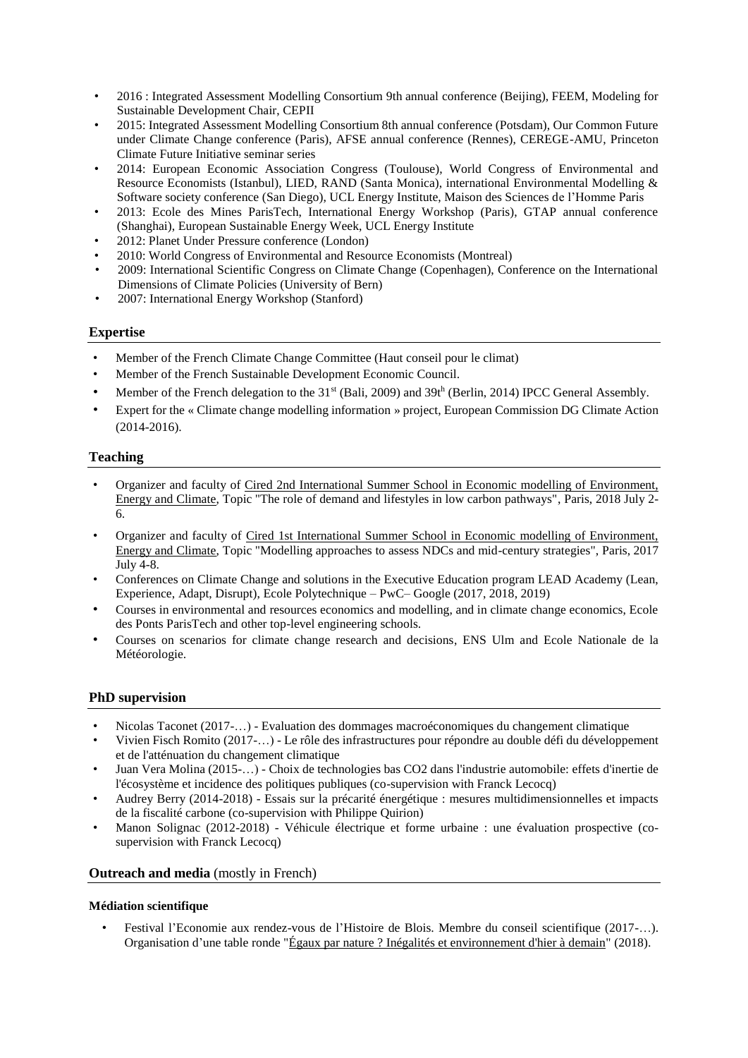- 2016 : Integrated Assessment Modelling Consortium 9th annual conference (Beijing), FEEM, Modeling for Sustainable Development Chair, CEPII
- 2015: Integrated Assessment Modelling Consortium 8th annual conference (Potsdam), Our Common Future under Climate Change conference (Paris), AFSE annual conference (Rennes), CEREGE-AMU, Princeton Climate Future Initiative seminar series
- 2014: European Economic Association Congress (Toulouse), World Congress of Environmental and Resource Economists (Istanbul), LIED, RAND (Santa Monica), international Environmental Modelling & Software society conference (San Diego), UCL Energy Institute, Maison des Sciences de l'Homme Paris
- 2013: Ecole des Mines ParisTech, International Energy Workshop (Paris), GTAP annual conference (Shanghai), European Sustainable Energy Week, UCL Energy Institute
- 2012: Planet Under Pressure conference (London)
- 2010: World Congress of Environmental and Resource Economists (Montreal)
- 2009: International Scientific Congress on Climate Change (Copenhagen), Conference on the International Dimensions of Climate Policies (University of Bern)
- 2007: International Energy Workshop (Stanford)

## Expertise

- Member of the French Climate Change Committee (Haut conseil pour le climat)
- Member of the French Sustainable Development Economic Council.
- Member of the French delegation to the 31st (Bali, 2009) and 39th (Berlin, 2014) IPCC General Assembly.
- Expert for the « Climate change modelling information » project, European Commission DG Climate Action (2014-2016).

## Teaching

- Organizer and faculty of Cired 2nd International Summer School in Economic modelling of Environment, Energy and Climate, Topic "The role of demand and lifestyles in low carbon pathways", Paris, 2018 July 2-6.
- Organizer and faculty of Cired 1st International Summer School in Economic modelling of Environment, Energy and Climate, Topic "Modelling approaches to assess NDCs and mid-century strategies", Paris, 2017 July 4-8.
- Conferences on Climate Change and solutions in the Executive Education program LEAD Academy (Lean, Experience, Adapt, Disrupt), Ecole Polytechnique – PwC– Google (2017, 2018, 2019)
- Courses in environmental and resources economics and modelling, and in climate change economics, Ecole des Ponts ParisTech and other top-level engineering schools.
- Courses on scenarios for climate change research and decisions, ENS Ulm and Ecole Nationale de la Météorologie.

## PhD supervision

- Nicolas Taconet (2017-…) - Evaluation des dommages macroéconomiques du changement climatique
- Vivien Fisch Romito (2017-…) - Le rôle des infrastructures pour répondre au double défi du développement et de l'atténuation du changement climatique
- Juan Vera Molina (2015-…) - Choix de technologies bas CO2 dans l'industrie automobile: effets d'inertie de l'écosystème et incidence des politiques publiques (co-supervision with Franck Lecocq)
- Audrey Berry (2014-2018) - Essais sur la précarité énergétique : mesures multidimensionnelles et impacts de la fiscalité carbone (co-supervision with Philippe Quirion)
- Manon Solignac (2012-2018) - Véhicule électrique et forme urbaine : une évaluation prospective (co-supervision with Franck Lecocq)

## Outreach and media (mostly in French)

### Médiation scientifique

- Festival l'Economie aux rendez-vous de l'Histoire de Blois. Membre du conseil scientifique (2017-…). Organisation d'une table ronde "Égaux par nature ? Inégalités et environnement d'hier à demain" (2018).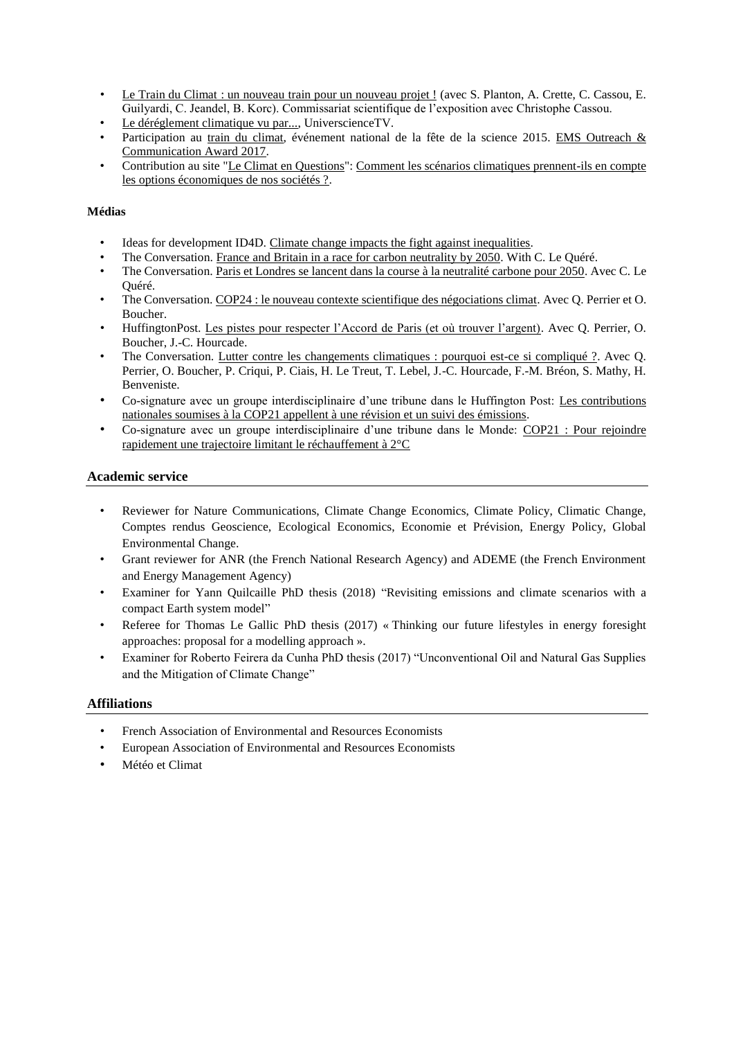- Le Train du Climat : un nouveau train pour un nouveau projet ! (avec S. Planton, A. Crette, C. Cassou, E. Guilyardi, C. Jeandel, B. Korc). Commissariat scientifique de l'exposition avec Christophe Cassou.
- Le dérèglement climatique vu par..., UniverscienceTV.
- Participation au train du climat, événement national de la fête de la science 2015. EMS Outreach & Communication Award 2017.
- Contribution au site "Le Climat en Questions": Comment les scénarios climatiques prennent-ils en compte les options économiques de nos sociétés ?.

**Médias**

- Ideas for development ID4D. Climate change impacts the fight against inequalities.
- The Conversation. France and Britain in a race for carbon neutrality by 2050. With C. Le Quéré.
- The Conversation. Paris et Londres se lancent dans la course à la neutralité carbone pour 2050. Avec C. Le Quéré.
- The Conversation. COP24 : le nouveau contexte scientifique des négociations climat. Avec Q. Perrier et O. Boucher.
- HuffingtonPost. Les pistes pour respecter l'Accord de Paris (et où trouver l'argent). Avec Q. Perrier, O. Boucher, J.-C. Hourcade.
- The Conversation. Lutter contre les changements climatiques : pourquoi est-ce si compliqué ?. Avec Q. Perrier, O. Boucher, P. Criqui, P. Ciais, H. Le Treut, T. Lebel, J.-C. Hourcade, F.-M. Bréon, S. Mathy, H. Benveniste.
- Co-signature avec un groupe interdisciplinaire d'une tribune dans le Huffington Post: Les contributions nationales soumises à la COP21 appellent à une révision et un suivi des émissions.
- Co-signature avec un groupe interdisciplinaire d'une tribune dans le Monde: COP21 : Pour rejoindre rapidement une trajectoire limitant le réchauffement à 2°C

## Academic service

- Reviewer for Nature Communications, Climate Change Economics, Climate Policy, Climatic Change, Comptes rendus Geoscience, Ecological Economics, Economie et Prévision, Energy Policy, Global Environmental Change.
- Grant reviewer for ANR (the French National Research Agency) and ADEME (the French Environment and Energy Management Agency)
- Examiner for Yann Quilcaille PhD thesis (2018) "Revisiting emissions and climate scenarios with a compact Earth system model"
- Referee for Thomas Le Gallic PhD thesis (2017) « Thinking our future lifestyles in energy foresight approaches: proposal for a modelling approach ».
- Examiner for Roberto Feirera da Cunha PhD thesis (2017) "Unconventional Oil and Natural Gas Supplies and the Mitigation of Climate Change"

## Affiliations

- French Association of Environmental and Resources Economists
- European Association of Environmental and Resources Economists
- Météo et Climat